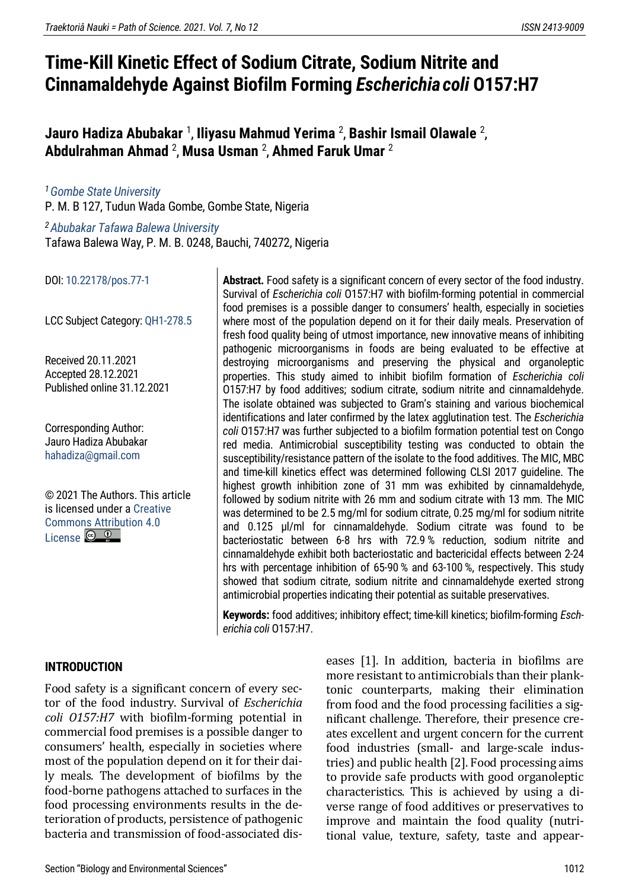# Time-Kill Kinetic Effect of Sodium Citrate, Sodium Nitrite and Cinnamaldehyde Against Biofilm Forming *Escherichia coli* O157:H7

**Jauro Hadiza Abubakar** [1], **Iliyasu Mahmud Yerima** [2], **Bashir Ismail Olawale** [2], **Abdulrahman Ahmad** [2], **Musa Usman** [2], **Ahmed Faruk Umar** [2]

[1] *Gombe State University*
P. M. B 127, Tudun Wada Gombe, Gombe State, Nigeria

[2] *Abubakar Tafawa Balewa University*
Tafawa Balewa Way, P. M. B. 0248, Bauchi, 740272, Nigeria

DOI: 10.22178/pos.77-1

LCC Subject Category: QH1-278.5

Received 20.11.2021
Accepted 28.12.2021
Published online 31.12.2021

Corresponding Author:
Jauro Hadiza Abubakar
hahadiza@gmail.com

© 2021 The Authors. This article is licensed under a Creative Commons Attribution 4.0 License

**Abstract.** Food safety is a significant concern of every sector of the food industry. Survival of *Escherichia coli* O157:H7 with biofilm-forming potential in commercial food premises is a possible danger to consumers' health, especially in societies where most of the population depend on it for their daily meals. Preservation of fresh food quality being of utmost importance, new innovative means of inhibiting pathogenic microorganisms in foods are being evaluated to be effective at destroying microorganisms and preserving the physical and organoleptic properties. This study aimed to inhibit biofilm formation of *Escherichia coli* O157:H7 by food additives; sodium citrate, sodium nitrite and cinnamaldehyde. The isolate obtained was subjected to Gram's staining and various biochemical identifications and later confirmed by the latex agglutination test. The *Escherichia coli* O157:H7 was further subjected to a biofilm formation potential test on Congo red media. Antimicrobial susceptibility testing was conducted to obtain the susceptibility/resistance pattern of the isolate to the food additives. The MIC, MBC and time-kill kinetics effect was determined following CLSI 2017 guideline. The highest growth inhibition zone of 31 mm was exhibited by cinnamaldehyde, followed by sodium nitrite with 26 mm and sodium citrate with 13 mm. The MIC was determined to be 2.5 mg/ml for sodium citrate, 0.25 mg/ml for sodium nitrite and 0.125 μl/ml for cinnamaldehyde. Sodium citrate was found to be bacteriostatic between 6-8 hrs with 72.9 % reduction, sodium nitrite and cinnamaldehyde exhibit both bacteriostatic and bactericidal effects between 2-24 hrs with percentage inhibition of 65-90 % and 63-100 %, respectively. This study showed that sodium citrate, sodium nitrite and cinnamaldehyde exerted strong antimicrobial properties indicating their potential as suitable preservatives.

**Keywords:** food additives; inhibitory effect; time-kill kinetics; biofilm-forming *Escherichia coli* O157:H7.

## INTRODUCTION

Food safety is a significant concern of every sector of the food industry. Survival of *Escherichia coli O157:H7* with biofilm-forming potential in commercial food premises is a possible danger to consumers' health, especially in societies where most of the population depend on it for their daily meals. The development of biofilms by the food-borne pathogens attached to surfaces in the food processing environments results in the deterioration of products, persistence of pathogenic bacteria and transmission of food-associated diseases [1]. In addition, bacteria in biofilms are more resistant to antimicrobials than their planktonic counterparts, making their elimination from food and the food processing facilities a significant challenge. Therefore, their presence creates excellent and urgent concern for the current food industries (small- and large-scale industries) and public health [2]. Food processing aims to provide safe products with good organoleptic characteristics. This is achieved by using a diverse range of food additives or preservatives to improve and maintain the food quality (nutritional value, texture, safety, taste and appear-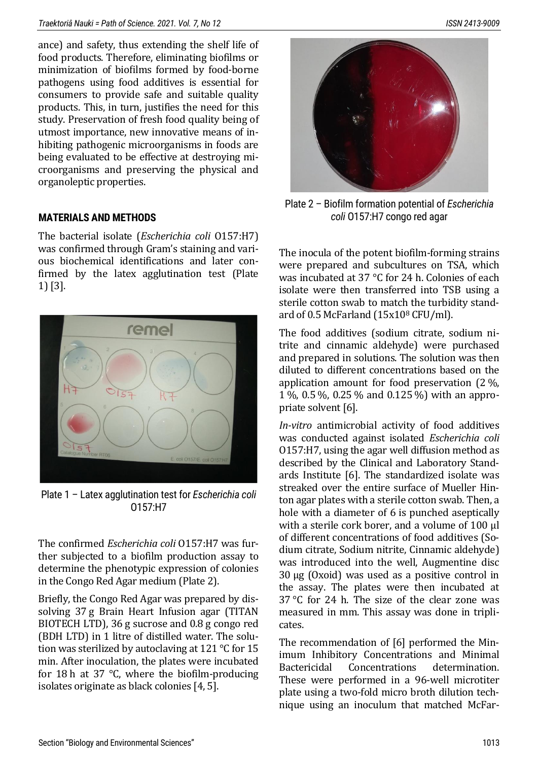ance) and safety, thus extending the shelf life of food products. Therefore, eliminating biofilms or minimization of biofilms formed by food-borne pathogens using food additives is essential for consumers to provide safe and suitable quality products. This, in turn, justifies the need for this study. Preservation of fresh food quality being of utmost importance, new innovative means of inhibiting pathogenic microorganisms in foods are being evaluated to be effective at destroying microorganisms and preserving the physical and organoleptic properties.

## MATERIALS AND METHODS

The bacterial isolate (*Escherichia coli* O157:H7) was confirmed through Gram's staining and various biochemical identifications and later confirmed by the latex agglutination test (Plate 1) [3].

Plate 1 – Latex agglutination test for *Escherichia coli* O157:H7

The confirmed *Escherichia coli* O157:H7 was further subjected to a biofilm production assay to determine the phenotypic expression of colonies in the Congo Red Agar medium (Plate 2).

Briefly, the Congo Red Agar was prepared by dissolving 37 g Brain Heart Infusion agar (TITAN BIOTECH LTD), 36 g sucrose and 0.8 g congo red (BDH LTD) in 1 litre of distilled water. The solution was sterilized by autoclaving at 121 °C for 15 min. After inoculation, the plates were incubated for 18 h at 37 °C, where the biofilm-producing isolates originate as black colonies [4, 5].

Plate 2 – Biofilm formation potential of *Escherichia coli* O157:H7 congo red agar

The inocula of the potent biofilm-forming strains were prepared and subcultures on TSA, which was incubated at 37 °C for 24 h. Colonies of each isolate were then transferred into TSB using a sterile cotton swab to match the turbidity standard of 0.5 McFarland ($15 \times 10^8$ CFU/ml).

The food additives (sodium citrate, sodium nitrite and cinnamic aldehyde) were purchased and prepared in solutions. The solution was then diluted to different concentrations based on the application amount for food preservation (2 %, 1 %, 0.5 %, 0.25 % and 0.125 %) with an appropriate solvent [6].

*In-vitro* antimicrobial activity of food additives was conducted against isolated *Escherichia coli* O157:H7, using the agar well diffusion method as described by the Clinical and Laboratory Standards Institute [6]. The standardized isolate was streaked over the entire surface of Mueller Hinton agar plates with a sterile cotton swab. Then, a hole with a diameter of 6 is punched aseptically with a sterile cork borer, and a volume of 100 µl of different concentrations of food additives (Sodium citrate, Sodium nitrite, Cinnamic aldehyde) was introduced into the well, Augmentine disc 30 µg (Oxoid) was used as a positive control in the assay. The plates were then incubated at 37 °C for 24 h. The size of the clear zone was measured in mm. This assay was done in triplicates.

The recommendation of [6] performed the Minimum Inhibitory Concentrations and Minimal Bactericidal Concentrations determination. These were performed in a 96-well microtiter plate using a two-fold micro broth dilution technique using an inoculum that matched McFar-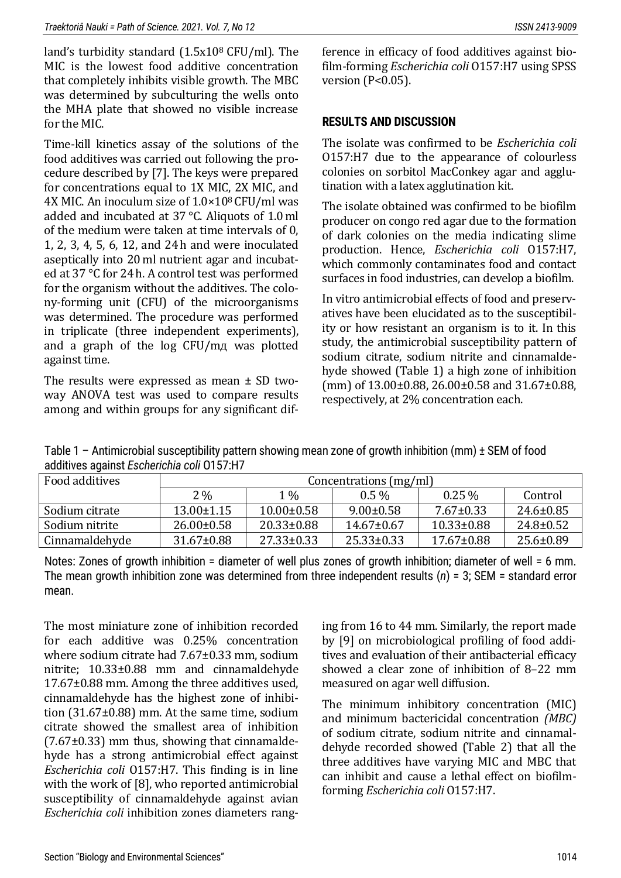land's turbidity standard ($1.5x10^8$ CFU/ml). The MIC is the lowest food additive concentration that completely inhibits visible growth. The MBC was determined by subculturing the wells onto the MHA plate that showed no visible increase for the MIC.

Time-kill kinetics assay of the solutions of the food additives was carried out following the procedure described by [7]. The keys were prepared for concentrations equal to 1X MIC, 2X MIC, and 4X MIC. An inoculum size of $1.0×10^8$ CFU/ml was added and incubated at 37 °C. Aliquots of 1.0 ml of the medium were taken at time intervals of 0, 1, 2, 3, 4, 5, 6, 12, and 24 h and were inoculated aseptically into 20 ml nutrient agar and incubated at 37 °C for 24 h. A control test was performed for the organism without the additives. The colony-forming unit (CFU) of the microorganisms was determined. The procedure was performed in triplicate (three independent experiments), and a graph of the log CFU/мд was plotted against time.

The results were expressed as mean ± SD two-way ANOVA test was used to compare results among and within groups for any significant difference in efficacy of food additives against biofilm-forming *Escherichia coli* O157:H7 using SPSS version ($P<0.05$).

## RESULTS AND DISCUSSION

The isolate was confirmed to be *Escherichia coli* O157:H7 due to the appearance of colourless colonies on sorbitol MacConkey agar and agglutination with a latex agglutination kit.

The isolate obtained was confirmed to be biofilm producer on congo red agar due to the formation of dark colonies on the media indicating slime production. Hence, *Escherichia coli* O157:H7, which commonly contaminates food and contact surfaces in food industries, can develop a biofilm.

In vitro antimicrobial effects of food and preservatives have been elucidated as to the susceptibility or how resistant an organism is to it. In this study, the antimicrobial susceptibility pattern of sodium citrate, sodium nitrite and cinnamaldehyde showed (Table 1) a high zone of inhibition (mm) of 13.00±0.88, 26.00±0.58 and 31.67±0.88, respectively, at 2% concentration each.

Table 1 – Antimicrobial susceptibility pattern showing mean zone of growth inhibition (mm) ± SEM of food additives against *Escherichia coli* O157:H7

| Food additives | Concentrations (mg/ml) | | | | |
|---|---|---|---|---|---|
| | 2 % | 1 % | 0.5 % | 0.25 % | Control |
| Sodium citrate | 13.00±1.15 | 10.00±0.58 | 9.00±0.58 | 7.67±0.33 | 24.6±0.85 |
| Sodium nitrite | 26.00±0.58 | 20.33±0.88 | 14.67±0.67 | 10.33±0.88 | 24.8±0.52 |
| Cinnamaldehyde | 31.67±0.88 | 27.33±0.33 | 25.33±0.33 | 17.67±0.88 | 25.6±0.89 |

Notes: Zones of growth inhibition = diameter of well plus zones of growth inhibition; diameter of well = 6 mm. The mean growth inhibition zone was determined from three independent results (*n*) = 3; SEM = standard error mean.

The most miniature zone of inhibition recorded for each additive was 0.25% concentration where sodium citrate had 7.67±0.33 mm, sodium nitrite; 10.33±0.88 mm and cinnamaldehyde 17.67±0.88 mm. Among the three additives used, cinnamaldehyde has the highest zone of inhibition (31.67±0.88) mm. At the same time, sodium citrate showed the smallest area of inhibition (7.67±0.33) mm thus, showing that cinnamaldehyde has a strong antimicrobial effect against *Escherichia coli* O157:H7. This finding is in line with the work of [8], who reported antimicrobial susceptibility of cinnamaldehyde against avian *Escherichia coli* inhibition zones diameters ranging from 16 to 44 mm. Similarly, the report made by [9] on microbiological profiling of food additives and evaluation of their antibacterial efficacy showed a clear zone of inhibition of 8–22 mm measured on agar well diffusion.

The minimum inhibitory concentration (MIC) and minimum bactericidal concentration *(MBC)* of sodium citrate, sodium nitrite and cinnamaldehyde recorded showed (Table 2) that all the three additives have varying MIC and MBC that can inhibit and cause a lethal effect on biofilm-forming *Escherichia coli* O157:H7.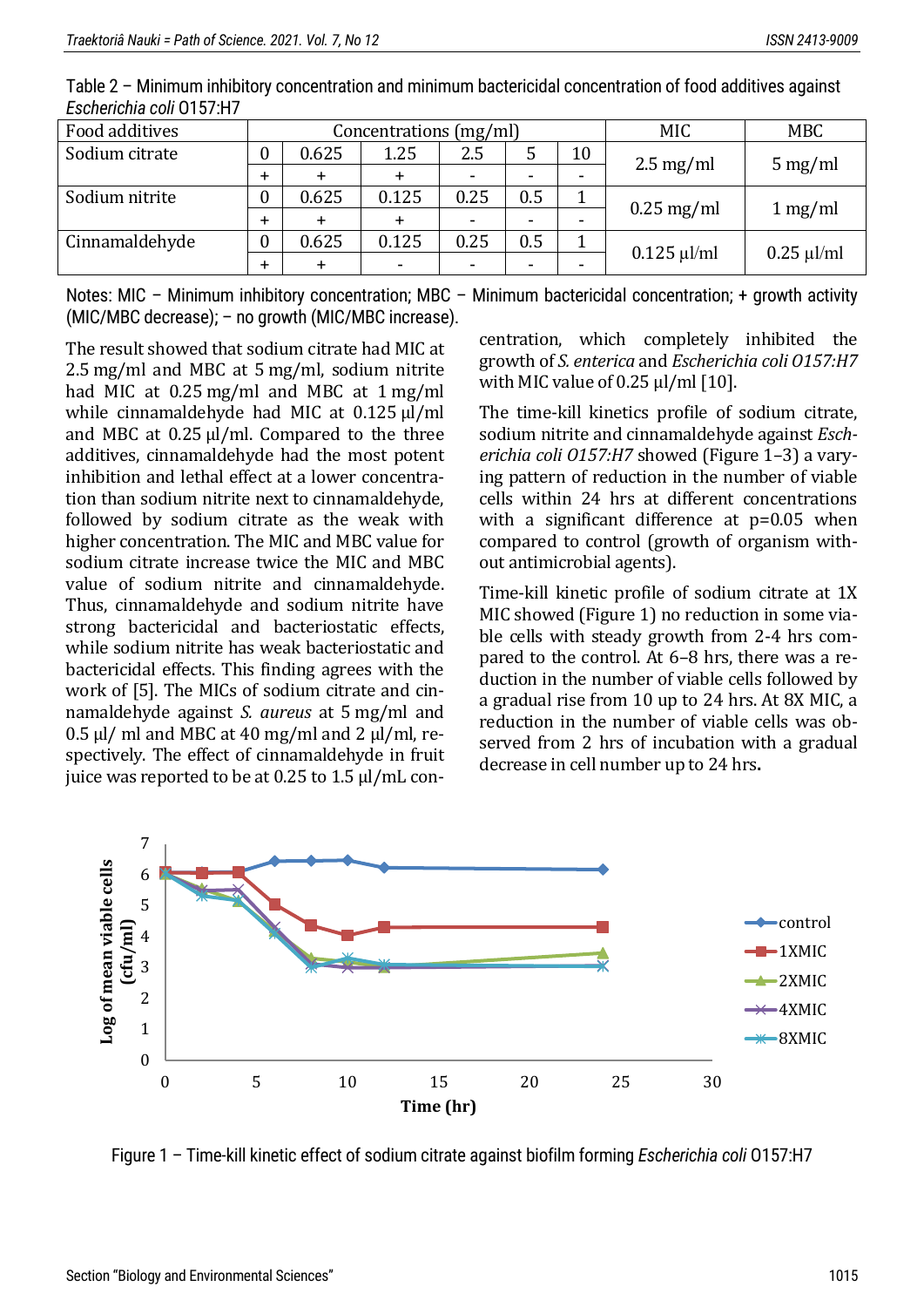Table 2 – Minimum inhibitory concentration and minimum bactericidal concentration of food additives against *Escherichia coli* O157:H7

| Food additives | Concentrations (mg/ml) | | | | | | MIC | MBC |
|---|---|---|---|---|---|---|---|---|
| Sodium citrate | 0 | 0.625 | 1.25 | 2.5 | 5 | 10 | 2.5 mg/ml | 5 mg/ml |
| | + | + | + | - | - | - | | |
| Sodium nitrite | 0 | 0.625 | 0.125 | 0.25 | 0.5 | 1 | 0.25 mg/ml | 1 mg/ml |
| | + | + | + | - | - | - | | |
| Cinnamaldehyde | 0 | 0.625 | 0.125 | 0.25 | 0.5 | 1 | 0.125 µl/ml | 0.25 µl/ml |
| | + | + | - | - | - | - | | |

Notes: MIC – Minimum inhibitory concentration; MBC – Minimum bactericidal concentration; + growth activity (MIC/MBC decrease); – no growth (MIC/MBC increase).

The result showed that sodium citrate had MIC at 2.5 mg/ml and MBC at 5 mg/ml, sodium nitrite had MIC at 0.25 mg/ml and MBC at 1 mg/ml while cinnamaldehyde had MIC at 0.125 µl/ml and MBC at 0.25 µl/ml. Compared to the three additives, cinnamaldehyde had the most potent inhibition and lethal effect at a lower concentration than sodium nitrite next to cinnamaldehyde, followed by sodium citrate as the weak with higher concentration. The MIC and MBC value for sodium citrate increase twice the MIC and MBC value of sodium nitrite and cinnamaldehyde. Thus, cinnamaldehyde and sodium nitrite have strong bactericidal and bacteriostatic effects, while sodium nitrite has weak bacteriostatic and bactericidal effects. This finding agrees with the work of [5]. The MICs of sodium citrate and cinnamaldehyde against *S. aureus* at 5 mg/ml and 0.5 µl/ ml and MBC at 40 mg/ml and 2 µl/ml, respectively. The effect of cinnamaldehyde in fruit juice was reported to be at 0.25 to 1.5 µl/mL concentration, which completely inhibited the growth of *S. enterica* and *Escherichia coli O157:H7* with MIC value of 0.25 µl/ml [10].

The time-kill kinetics profile of sodium citrate, sodium nitrite and cinnamaldehyde against *Escherichia coli O157:H7* showed (Figure 1–3) a varying pattern of reduction in the number of viable cells within 24 hrs at different concentrations with a significant difference at p=0.05 when compared to control (growth of organism without antimicrobial agents).

Time-kill kinetic profile of sodium citrate at 1X MIC showed (Figure 1) no reduction in some viable cells with steady growth from 2-4 hrs compared to the control. At 6–8 hrs, there was a reduction in the number of viable cells followed by a gradual rise from 10 up to 24 hrs. At 8X MIC, a reduction in the number of viable cells was observed from 2 hrs of incubation with a gradual decrease in cell number up to 24 hrs.

Figure 1 – Time-kill kinetic effect of sodium citrate against biofilm forming *Escherichia coli* O157:H7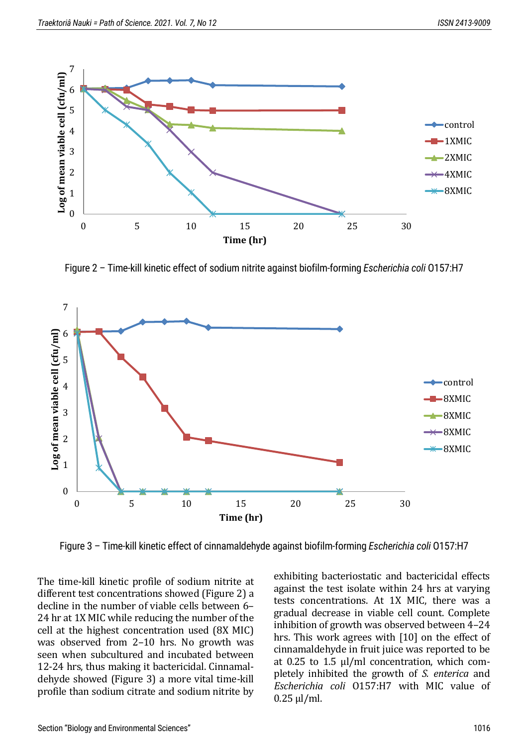Figure 2 – Time-kill kinetic effect of sodium nitrite against biofilm-forming *Escherichia coli* O157:H7

Figure 3 – Time-kill kinetic effect of cinnamaldehyde against biofilm-forming *Escherichia coli* O157:H7

The time-kill kinetic profile of sodium nitrite at different test concentrations showed (Figure 2) a decline in the number of viable cells between 6–24 hr at 1X MIC while reducing the number of the cell at the highest concentration used (8X MIC) was observed from 2–10 hrs. No growth was seen when subcultured and incubated between 12-24 hrs, thus making it bactericidal. Cinnamaldehyde showed (Figure 3) a more vital time-kill profile than sodium citrate and sodium nitrite by exhibiting bacteriostatic and bactericidal effects against the test isolate within 24 hrs at varying tests concentrations. At 1X MIC, there was a gradual decrease in viable cell count. Complete inhibition of growth was observed between 4–24 hrs. This work agrees with [10] on the effect of cinnamaldehyde in fruit juice was reported to be at 0.25 to 1.5 µl/ml concentration, which completely inhibited the growth of *S. enterica* and *Escherichia coli* O157:H7 with MIC value of 0.25 µl/ml.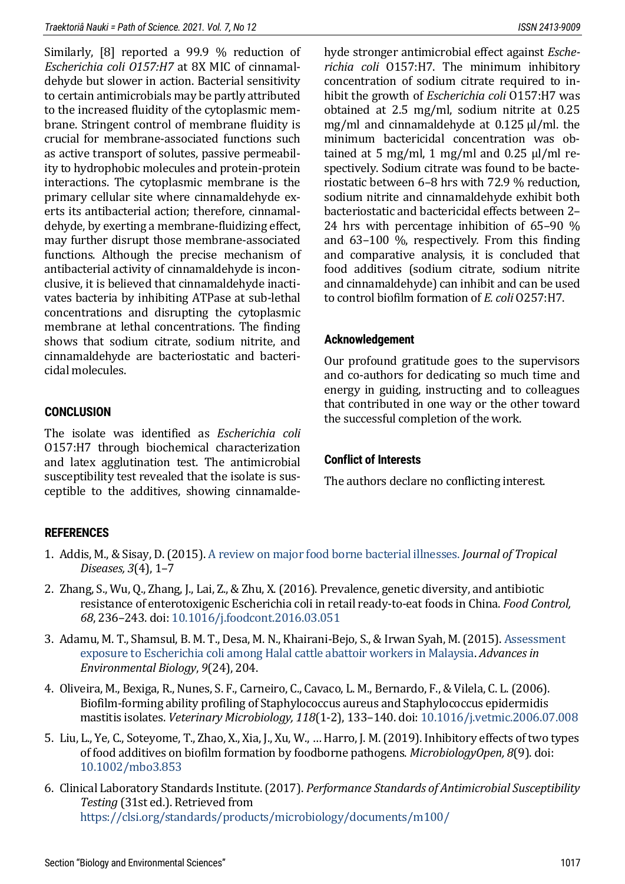Similarly, [8] reported a 99.9 % reduction of *Escherichia coli O157:H7* at 8X MIC of cinnamaldehyde but slower in action. Bacterial sensitivity to certain antimicrobials may be partly attributed to the increased fluidity of the cytoplasmic membrane. Stringent control of membrane fluidity is crucial for membrane-associated functions such as active transport of solutes, passive permeability to hydrophobic molecules and protein-protein interactions. The cytoplasmic membrane is the primary cellular site where cinnamaldehyde exerts its antibacterial action; therefore, cinnamaldehyde, by exerting a membrane-fluidizing effect, may further disrupt those membrane-associated functions. Although the precise mechanism of antibacterial activity of cinnamaldehyde is inconclusive, it is believed that cinnamaldehyde inactivates bacteria by inhibiting ATPase at sub-lethal concentrations and disrupting the cytoplasmic membrane at lethal concentrations. The finding shows that sodium citrate, sodium nitrite, and cinnamaldehyde are bacteriostatic and bactericidal molecules.

## CONCLUSION

The isolate was identified as *Escherichia coli* O157:H7 through biochemical characterization and latex agglutination test. The antimicrobial susceptibility test revealed that the isolate is susceptible to the additives, showing cinnamaldehyde stronger antimicrobial effect against *Escherichia coli* O157:H7. The minimum inhibitory concentration of sodium citrate required to inhibit the growth of *Escherichia coli* O157:H7 was obtained at 2.5 mg/ml, sodium nitrite at 0.25 mg/ml and cinnamaldehyde at 0.125 µl/ml. the minimum bactericidal concentration was obtained at 5 mg/ml, 1 mg/ml and 0.25 µl/ml respectively. Sodium citrate was found to be bacteriostatic between 6–8 hrs with 72.9 % reduction, sodium nitrite and cinnamaldehyde exhibit both bacteriostatic and bactericidal effects between 2–24 hrs with percentage inhibition of 65–90 % and 63–100 %, respectively. From this finding and comparative analysis, it is concluded that food additives (sodium citrate, sodium nitrite and cinnamaldehyde) can inhibit and can be used to control biofilm formation of *E. coli* O257:H7.

## Acknowledgement

Our profound gratitude goes to the supervisors and co-authors for dedicating so much time and energy in guiding, instructing and to colleagues that contributed in one way or the other toward the successful completion of the work.

## Conflict of Interests

The authors declare no conflicting interest.

## REFERENCES

1. Addis, M., & Sisay, D. (2015). A review on major food borne bacterial illnesses. *Journal of Tropical Diseases, 3*(4), 1–7
2. Zhang, S., Wu, Q., Zhang, J., Lai, Z., & Zhu, X. (2016). Prevalence, genetic diversity, and antibiotic resistance of enterotoxigenic Escherichia coli in retail ready-to-eat foods in China. *Food Control, 68*, 236–243. doi: 10.1016/j.foodcont.2016.03.051
3. Adamu, M. T., Shamsul, B. M. T., Desa, M. N., Khairani-Bejo, S., & Irwan Syah, M. (2015). Assessment exposure to Escherichia coli among Halal cattle abattoir workers in Malaysia. *Advances in Environmental Biology*, *9*(24), 204.
4. Oliveira, M., Bexiga, R., Nunes, S. F., Carneiro, C., Cavaco, L. M., Bernardo, F., & Vilela, C. L. (2006). Biofilm-forming ability profiling of Staphylococcus aureus and Staphylococcus epidermidis mastitis isolates. *Veterinary Microbiology, 118*(1-2), 133–140. doi: 10.1016/j.vetmic.2006.07.008
5. Liu, L., Ye, C., Soteyome, T., Zhao, X., Xia, J., Xu, W., … Harro, J. M. (2019). Inhibitory effects of two types of food additives on biofilm formation by foodborne pathogens. *MicrobiologyOpen, 8*(9). doi: 10.1002/mbo3.853
6. Clinical Laboratory Standards Institute. (2017). *Performance Standards of Antimicrobial Susceptibility Testing* (31st ed.). Retrieved from https://clsi.org/standards/products/microbiology/documents/m100/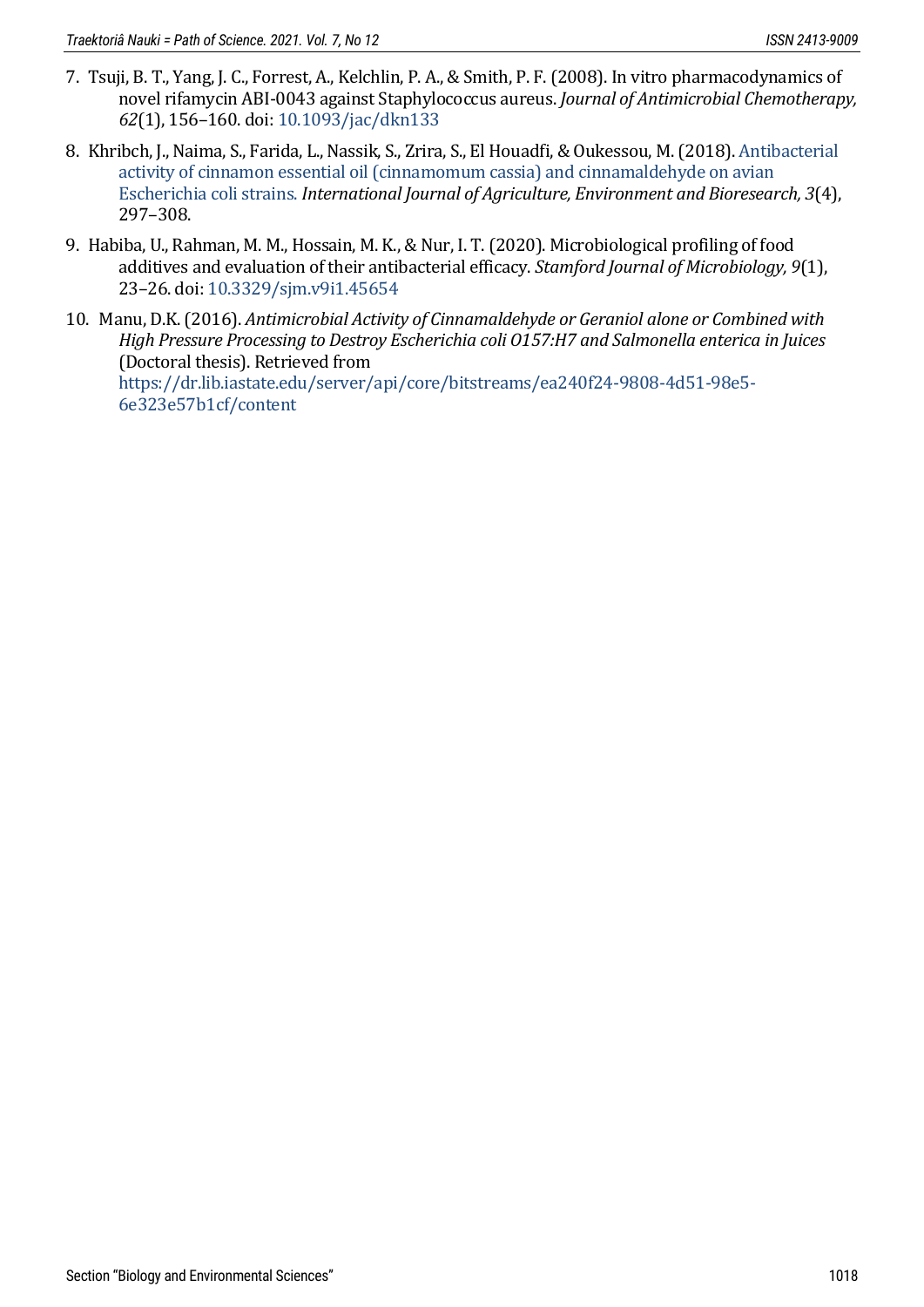7. Tsuji, B. T., Yang, J. C., Forrest, A., Kelchlin, P. A., & Smith, P. F. (2008). In vitro pharmacodynamics of novel rifamycin ABI-0043 against Staphylococcus aureus. *Journal of Antimicrobial Chemotherapy, 62*(1), 156–160. doi: 10.1093/jac/dkn133

8. Khribch, J., Naima, S., Farida, L., Nassik, S., Zrira, S., El Houadfi, & Oukessou, M. (2018). Antibacterial activity of cinnamon essential oil (cinnamomum cassia) and cinnamaldehyde on avian Escherichia coli strains. *International Journal of Agriculture, Environment and Bioresearch, 3*(4), 297–308.

9. Habiba, U., Rahman, M. M., Hossain, M. K., & Nur, I. T. (2020). Microbiological profiling of food additives and evaluation of their antibacterial efficacy. *Stamford Journal of Microbiology, 9*(1), 23–26. doi: 10.3329/sjm.v9i1.45654

10. Manu, D.K. (2016). *Antimicrobial Activity of Cinnamaldehyde or Geraniol alone or Combined with High Pressure Processing to Destroy Escherichia coli O157:H7 and Salmonella enterica in Juices* (Doctoral thesis). Retrieved from https://dr.lib.iastate.edu/server/api/core/bitstreams/ea240f24-9808-4d51-98e5-6e323e57b1cf/content